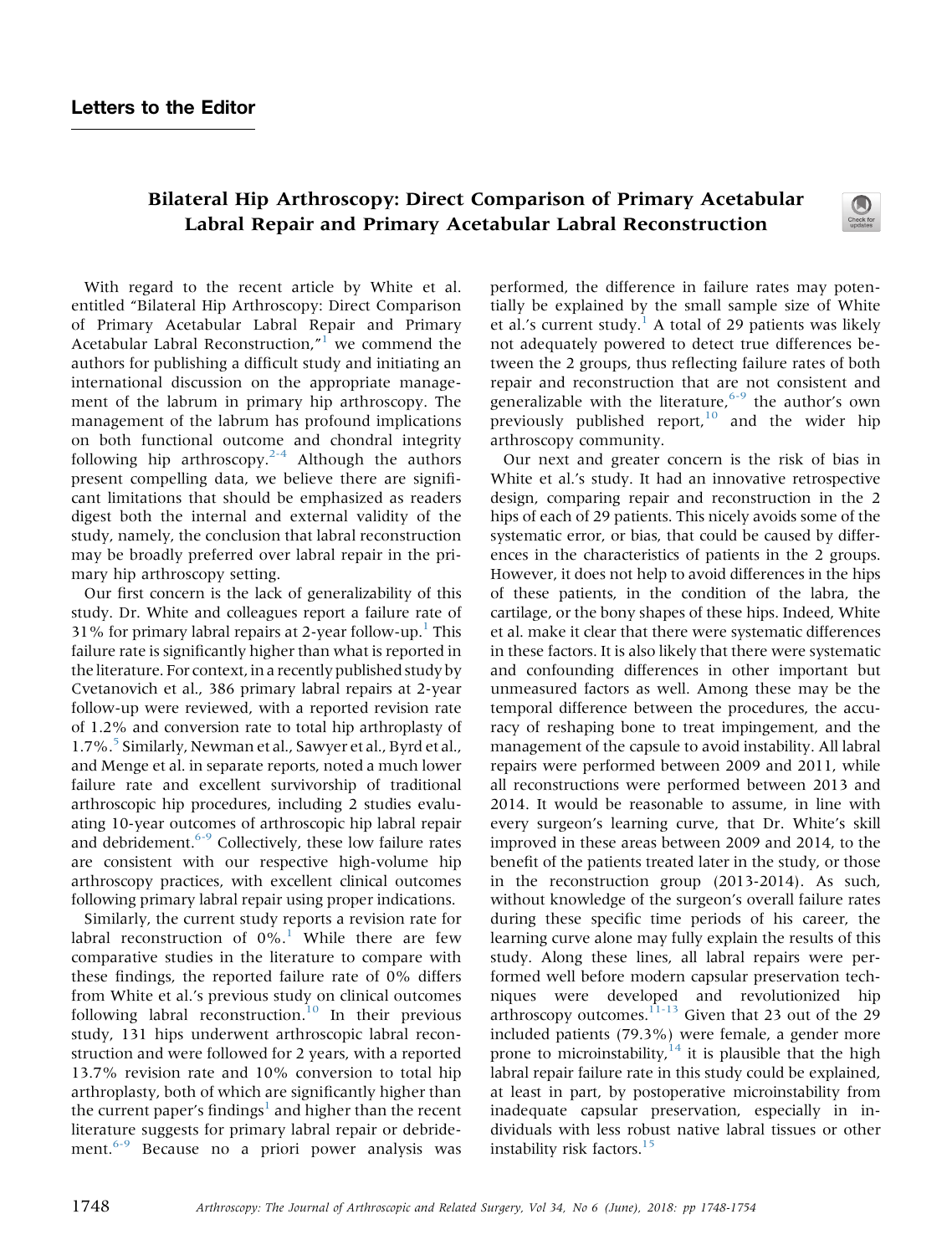## Letters to the Editor

# Bilateral Hip Arthroscopy: Direct Comparison of Primary Acetabular Labral Repair and Primary Acetabular Labral Reconstruction

With regard to the recent article by White et al. entitled "Bilateral Hip Arthroscopy: Direct Comparison of Primary Acetabular Labral Repair and Primary Acetabular Labral Reconstruction,"[1] we commend the authors for publishing a difficult study and initiating an international discussion on the appropriate management of the labrum in primary hip arthroscopy. The management of the labrum has profound implications on both functional outcome and chondral integrity following hip arthroscopy.[2-4] Although the authors present compelling data, we believe there are significant limitations that should be emphasized as readers digest both the internal and external validity of the study, namely, the conclusion that labral reconstruction may be broadly preferred over labral repair in the primary hip arthroscopy setting.

Our first concern is the lack of generalizability of this study. Dr. White and colleagues report a failure rate of 31% for primary labral repairs at 2-year follow-up.[1] This failure rate is significantly higher than what is reported in the literature. For context, in a recently published study by Cvetanovich et al., 386 primary labral repairs at 2-year follow-up were reviewed, with a reported revision rate of 1.2% and conversion rate to total hip arthroplasty of 1.7%.[5] Similarly, Newman et al., Sawyer et al., Byrd et al., and Menge et al. in separate reports, noted a much lower failure rate and excellent survivorship of traditional arthroscopic hip procedures, including 2 studies evaluating 10-year outcomes of arthroscopic hip labral repair and debridement.[6-9] Collectively, these low failure rates are consistent with our respective high-volume hip arthroscopy practices, with excellent clinical outcomes following primary labral repair using proper indications.

Similarly, the current study reports a revision rate for labral reconstruction of 0%.[1] While there are few comparative studies in the literature to compare with these findings, the reported failure rate of 0% differs from White et al.'s previous study on clinical outcomes following labral reconstruction.[10] In their previous study, 131 hips underwent arthroscopic labral reconstruction and were followed for 2 years, with a reported 13.7% revision rate and 10% conversion to total hip arthroplasty, both of which are significantly higher than the current paper's findings[1] and higher than the recent literature suggests for primary labral repair or debridement.[6-9] Because no a priori power analysis was performed, the difference in failure rates may potentially be explained by the small sample size of White et al.'s current study.[1] A total of 29 patients was likely not adequately powered to detect true differences between the 2 groups, thus reflecting failure rates of both repair and reconstruction that are not consistent and generalizable with the literature,[6-9] the author's own previously published report,[10] and the wider hip arthroscopy community.

Our next and greater concern is the risk of bias in White et al.'s study. It had an innovative retrospective design, comparing repair and reconstruction in the 2 hips of each of 29 patients. This nicely avoids some of the systematic error, or bias, that could be caused by differences in the characteristics of patients in the 2 groups. However, it does not help to avoid differences in the hips of these patients, in the condition of the labra, the cartilage, or the bony shapes of these hips. Indeed, White et al. make it clear that there were systematic differences in these factors. It is also likely that there were systematic and confounding differences in other important but unmeasured factors as well. Among these may be the temporal difference between the procedures, the accuracy of reshaping bone to treat impingement, and the management of the capsule to avoid instability. All labral repairs were performed between 2009 and 2011, while all reconstructions were performed between 2013 and 2014. It would be reasonable to assume, in line with every surgeon's learning curve, that Dr. White's skill improved in these areas between 2009 and 2014, to the benefit of the patients treated later in the study, or those in the reconstruction group (2013-2014). As such, without knowledge of the surgeon's overall failure rates during these specific time periods of his career, the learning curve alone may fully explain the results of this study. Along these lines, all labral repairs were performed well before modern capsular preservation techniques were developed and revolutionized hip arthroscopy outcomes.[11-13] Given that 23 out of the 29 included patients (79.3%) were female, a gender more prone to microinstability,[14] it is plausible that the high labral repair failure rate in this study could be explained, at least in part, by postoperative microinstability from inadequate capsular preservation, especially in individuals with less robust native labral tissues or other instability risk factors.[15]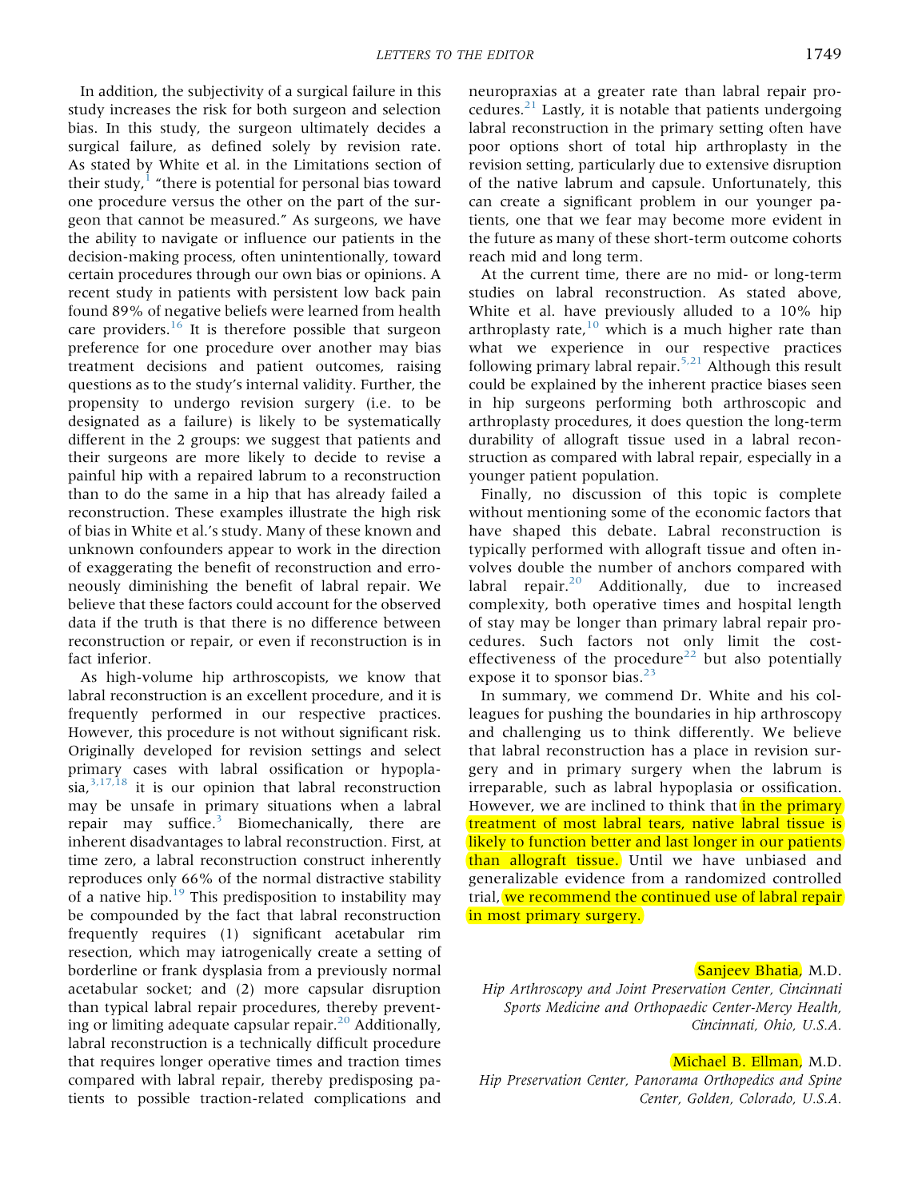In addition, the subjectivity of a surgical failure in this study increases the risk for both surgeon and selection bias. In this study, the surgeon ultimately decides a surgical failure, as defined solely by revision rate. As stated by White et al. in the Limitations section of their study,[1] "there is potential for personal bias toward one procedure versus the other on the part of the surgeon that cannot be measured." As surgeons, we have the ability to navigate or influence our patients in the decision-making process, often unintentionally, toward certain procedures through our own bias or opinions. A recent study in patients with persistent low back pain found 89% of negative beliefs were learned from health care providers.[16] It is therefore possible that surgeon preference for one procedure over another may bias treatment decisions and patient outcomes, raising questions as to the study's internal validity. Further, the propensity to undergo revision surgery (i.e. to be designated as a failure) is likely to be systematically different in the 2 groups: we suggest that patients and their surgeons are more likely to decide to revise a painful hip with a repaired labrum to a reconstruction than to do the same in a hip that has already failed a reconstruction. These examples illustrate the high risk of bias in White et al.'s study. Many of these known and unknown confounders appear to work in the direction of exaggerating the benefit of reconstruction and erroneously diminishing the benefit of labral repair. We believe that these factors could account for the observed data if the truth is that there is no difference between reconstruction or repair, or even if reconstruction is in fact inferior.

As high-volume hip arthroscopists, we know that labral reconstruction is an excellent procedure, and it is frequently performed in our respective practices. However, this procedure is not without significant risk. Originally developed for revision settings and select primary cases with labral ossification or hypoplasia,[3,17,18] it is our opinion that labral reconstruction may be unsafe in primary situations when a labral repair may suffice.[3] Biomechanically, there are inherent disadvantages to labral reconstruction. First, at time zero, a labral reconstruction construct inherently reproduces only 66% of the normal distractive stability of a native hip.[19] This predisposition to instability may be compounded by the fact that labral reconstruction frequently requires (1) significant acetabular rim resection, which may iatrogenically create a setting of borderline or frank dysplasia from a previously normal acetabular socket; and (2) more capsular disruption than typical labral repair procedures, thereby preventing or limiting adequate capsular repair.[20] Additionally, labral reconstruction is a technically difficult procedure that requires longer operative times and traction times compared with labral repair, thereby predisposing patients to possible traction-related complications and neuropraxias at a greater rate than labral repair procedures.[21] Lastly, it is notable that patients undergoing labral reconstruction in the primary setting often have poor options short of total hip arthroplasty in the revision setting, particularly due to extensive disruption of the native labrum and capsule. Unfortunately, this can create a significant problem in our younger patients, one that we fear may become more evident in the future as many of these short-term outcome cohorts reach mid and long term.

At the current time, there are no mid- or long-term studies on labral reconstruction. As stated above, White et al. have previously alluded to a 10% hip arthroplasty rate,[10] which is a much higher rate than what we experience in our respective practices following primary labral repair.[5,21] Although this result could be explained by the inherent practice biases seen in hip surgeons performing both arthroscopic and arthroplasty procedures, it does question the long-term durability of allograft tissue used in a labral reconstruction as compared with labral repair, especially in a younger patient population.

Finally, no discussion of this topic is complete without mentioning some of the economic factors that have shaped this debate. Labral reconstruction is typically performed with allograft tissue and often involves double the number of anchors compared with labral repair.[20] Additionally, due to increased complexity, both operative times and hospital length of stay may be longer than primary labral repair procedures. Such factors not only limit the cost-effectiveness of the procedure[22] but also potentially expose it to sponsor bias.[23]

In summary, we commend Dr. White and his colleagues for pushing the boundaries in hip arthroscopy and challenging us to think differently. We believe that labral reconstruction has a place in revision surgery and in primary surgery when the labrum is irreparable, such as labral hypoplasia or ossification. However, we are inclined to think that in the primary treatment of most labral tears, native labral tissue is likely to function better and last longer in our patients than allograft tissue. Until we have unbiased and generalizable evidence from a randomized controlled trial, we recommend the continued use of labral repair in most primary surgery.

Sanjeev Bhatia, M.D.
*Hip Arthroscopy and Joint Preservation Center, Cincinnati Sports Medicine and Orthopaedic Center-Mercy Health, Cincinnati, Ohio, U.S.A.*

Michael B. Ellman, M.D.
*Hip Preservation Center, Panorama Orthopedics and Spine Center, Golden, Colorado, U.S.A.*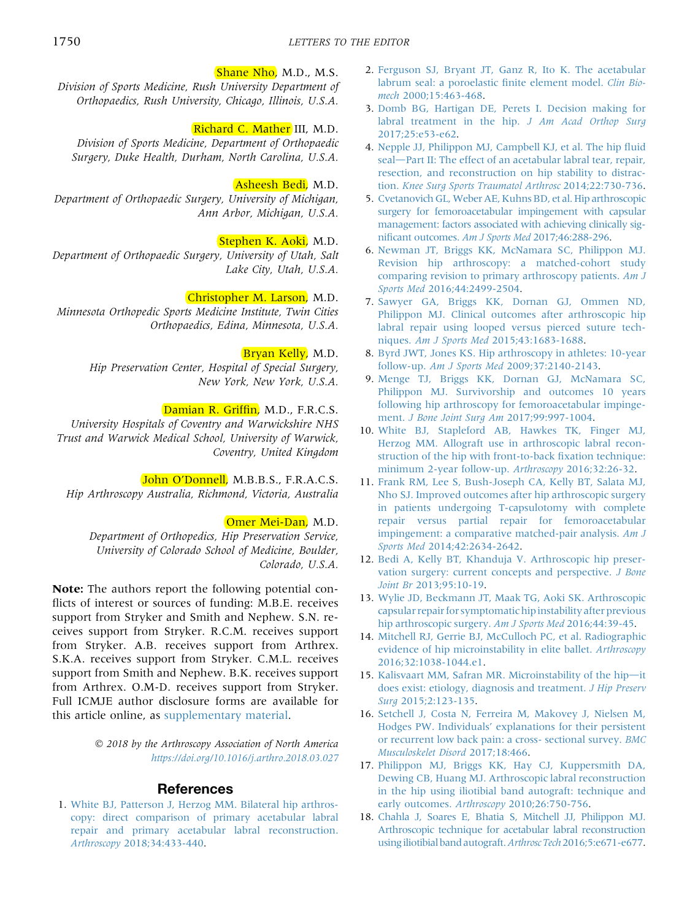Shane Nho, M.D., M.S.
*Division of Sports Medicine, Rush University Department of Orthopaedics, Rush University, Chicago, Illinois, U.S.A.*

Richard C. Mather III, M.D.
*Division of Sports Medicine, Department of Orthopaedic Surgery, Duke Health, Durham, North Carolina, U.S.A.*

Asheesh Bedi, M.D.
*Department of Orthopaedic Surgery, University of Michigan, Ann Arbor, Michigan, U.S.A.*

Stephen K. Aoki, M.D.
*Department of Orthopaedic Surgery, University of Utah, Salt Lake City, Utah, U.S.A.*

Christopher M. Larson, M.D.
*Minnesota Orthopedic Sports Medicine Institute, Twin Cities Orthopaedics, Edina, Minnesota, U.S.A.*

Bryan Kelly, M.D.
*Hip Preservation Center, Hospital of Special Surgery, New York, New York, U.S.A.*

Damian R. Griffin, M.D., F.R.C.S.
*University Hospitals of Coventry and Warwickshire NHS Trust and Warwick Medical School, University of Warwick, Coventry, United Kingdom*

John O'Donnell, M.B.B.S., F.R.A.C.S.
*Hip Arthroscopy Australia, Richmond, Victoria, Australia*

Omer Mei-Dan, M.D.
*Department of Orthopedics, Hip Preservation Service, University of Colorado School of Medicine, Boulder, Colorado, U.S.A.*

**Note:** The authors report the following potential conflicts of interest or sources of funding: M.B.E. receives support from Stryker and Smith and Nephew. S.N. receives support from Stryker. R.C.M. receives support from Stryker. A.B. receives support from Arthrex. S.K.A. receives support from Stryker. C.M.L. receives support from Smith and Nephew. B.K. receives support from Arthrex. O.M-D. receives support from Stryker. Full ICMJE author disclosure forms are available for this article online, as supplementary material.

*© 2018 by the Arthroscopy Association of North America*
*https://doi.org/10.1016/j.arthro.2018.03.027*

## References

1. White BJ, Patterson J, Herzog MM. Bilateral hip arthroscopy: direct comparison of primary acetabular labral repair and primary acetabular labral reconstruction. *Arthroscopy* 2018;34:433-440.
2. Ferguson SJ, Bryant JT, Ganz R, Ito K. The acetabular labrum seal: a poroelastic finite element model. *Clin Biomech* 2000;15:463-468.
3. Domb BG, Hartigan DE, Perets I. Decision making for labral treatment in the hip. *J Am Acad Orthop Surg* 2017;25:e53-e62.
4. Nepple JJ, Philippon MJ, Campbell KJ, et al. The hip fluid seal—Part II: The effect of an acetabular labral tear, repair, resection, and reconstruction on hip stability to distraction. *Knee Surg Sports Traumatol Arthrosc* 2014;22:730-736.
5. Cvetanovich GL, Weber AE, Kuhns BD, et al. Hip arthroscopic surgery for femoroacetabular impingement with capsular management: factors associated with achieving clinically significant outcomes. *Am J Sports Med* 2017;46:288-296.
6. Newman JT, Briggs KK, McNamara SC, Philippon MJ. Revision hip arthroscopy: a matched-cohort study comparing revision to primary arthroscopy patients. *Am J Sports Med* 2016;44:2499-2504.
7. Sawyer GA, Briggs KK, Dornan GJ, Ommen ND, Philippon MJ. Clinical outcomes after arthroscopic hip labral repair using looped versus pierced suture techniques. *Am J Sports Med* 2015;43:1683-1688.
8. Byrd JWT, Jones KS. Hip arthroscopy in athletes: 10-year follow-up. *Am J Sports Med* 2009;37:2140-2143.
9. Menge TJ, Briggs KK, Dornan GJ, McNamara SC, Philippon MJ. Survivorship and outcomes 10 years following hip arthroscopy for femoroacetabular impingement. *J Bone Joint Surg Am* 2017;99:997-1004.
10. White BJ, Stapleford AB, Hawkes TK, Finger MJ, Herzog MM. Allograft use in arthroscopic labral reconstruction of the hip with front-to-back fixation technique: minimum 2-year follow-up. *Arthroscopy* 2016;32:26-32.
11. Frank RM, Lee S, Bush-Joseph CA, Kelly BT, Salata MJ, Nho SJ. Improved outcomes after hip arthroscopic surgery in patients undergoing T-capsulotomy with complete repair versus partial repair for femoroacetabular impingement: a comparative matched-pair analysis. *Am J Sports Med* 2014;42:2634-2642.
12. Bedi A, Kelly BT, Khanduja V. Arthroscopic hip preservation surgery: current concepts and perspective. *J Bone Joint Br* 2013;95:10-19.
13. Wylie JD, Beckmann JT, Maak TG, Aoki SK. Arthroscopic capsular repair for symptomatic hip instability after previous hip arthroscopic surgery. *Am J Sports Med* 2016;44:39-45.
14. Mitchell RJ, Gerrie BJ, McCulloch PC, et al. Radiographic evidence of hip microinstability in elite ballet. *Arthroscopy* 2016;32:1038-1044.e1.
15. Kalisvaart MM, Safran MR. Microinstability of the hip—it does exist: etiology, diagnosis and treatment. *J Hip Preserv Surg* 2015;2:123-135.
16. Setchell J, Costa N, Ferreira M, Makovey J, Nielsen M, Hodges PW. Individuals' explanations for their persistent or recurrent low back pain: a cross- sectional survey. *BMC Musculoskelet Disord* 2017;18:466.
17. Philippon MJ, Briggs KK, Hay CJ, Kuppersmith DA, Dewing CB, Huang MJ. Arthroscopic labral reconstruction in the hip using iliotibial band autograft: technique and early outcomes. *Arthroscopy* 2010;26:750-756.
18. Chahla J, Soares E, Bhatia S, Mitchell JJ, Philippon MJ. Arthroscopic technique for acetabular labral reconstruction using iliotibial band autograft. *Arthrosc Tech* 2016;5:e671-e677.